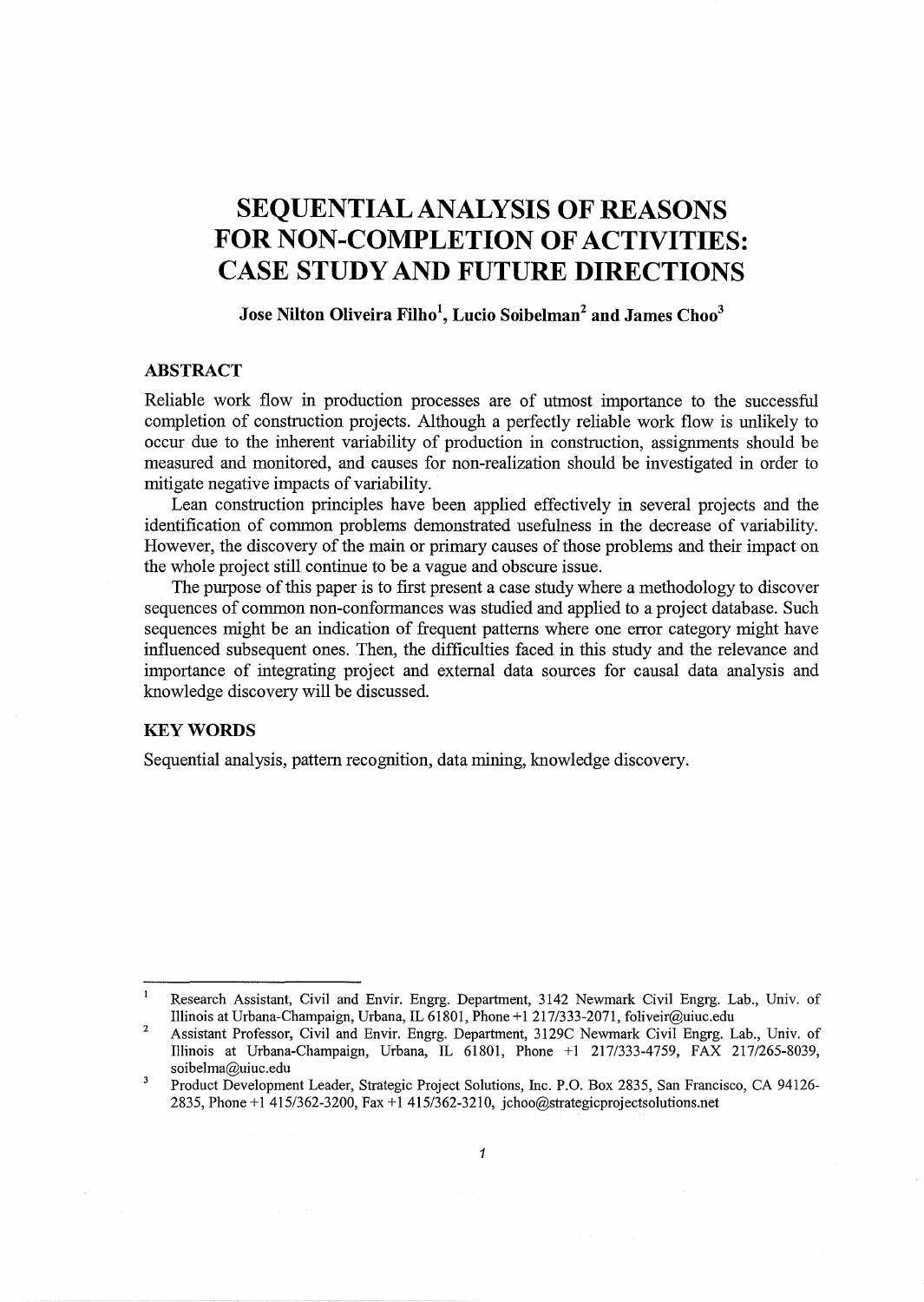# SEQUENTIAL ANALYSIS OF REASONS FOR NON-COMPLETION OF ACTIVITIES: CASE STUDY AND FUTURE DIRECTIONS

**Jose Nilton Oliveira Filho[1], Lucio Soibelman[2] and James Choo[3]**

## ABSTRACT

Reliable work flow in production processes are of utmost importance to the successful completion of construction projects. Although a perfectly reliable work flow is unlikely to occur due to the inherent variability of production in construction, assignments should be measured and monitored, and causes for non-realization should be investigated in order to mitigate negative impacts of variability.

Lean construction principles have been applied effectively in several projects and the identification of common problems demonstrated usefulness in the decrease of variability. However, the discovery of the main or primary causes of those problems and their impact on the whole project still continue to be a vague and obscure issue.

The purpose of this paper is to first present a case study where a methodology to discover sequences of common non-conformances was studied and applied to a project database. Such sequences might be an indication of frequent patterns where one error category might have influenced subsequent ones. Then, the difficulties faced in this study and the relevance and importance of integrating project and external data sources for causal data analysis and knowledge discovery will be discussed.

## KEY WORDS

Sequential analysis, pattern recognition, data mining, knowledge discovery.

---

[1] Research Assistant, Civil and Envir. Engrg. Department, 3142 Newmark Civil Engrg. Lab., Univ. of Illinois at Urbana-Champaign, Urbana, IL 61801, Phone +1 217/333-2071, foliveir@uiuc.edu

[2] Assistant Professor, Civil and Envir. Engrg. Department, 3129C Newmark Civil Engrg. Lab., Univ. of Illinois at Urbana-Champaign, Urbana, IL 61801, Phone +1 217/333-4759, FAX 217/265-8039, soibelma@uiuc.edu

[3] Product Development Leader, Strategic Project Solutions, Inc. P.O. Box 2835, San Francisco, CA 94126-2835, Phone +1 415/362-3200, Fax +1 415/362-3210, jchoo@strategicprojectsolutions.net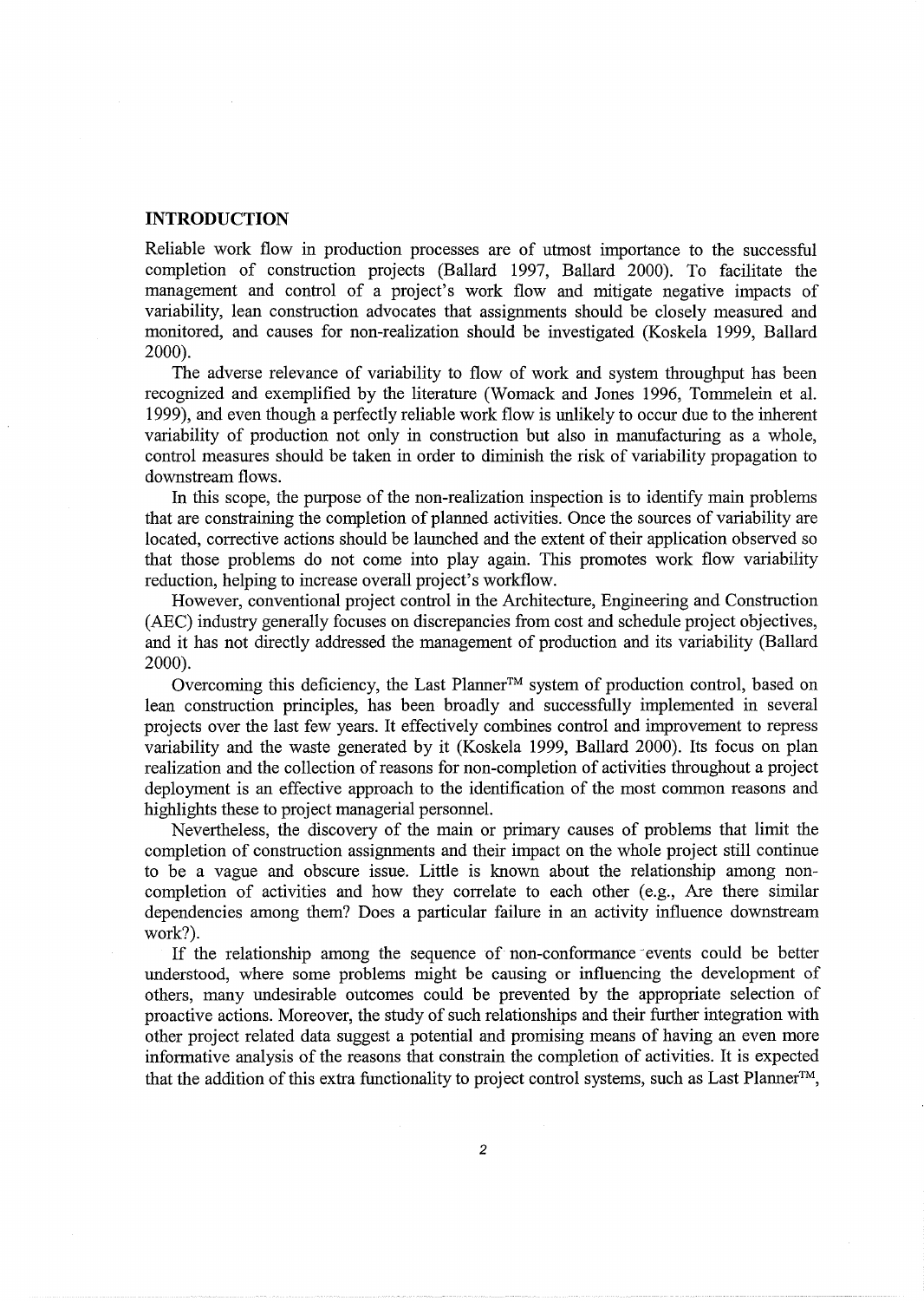## INTRODUCTION

Reliable work flow in production processes are of utmost importance to the successful completion of construction projects (Ballard 1997, Ballard 2000). To facilitate the management and control of a project's work flow and mitigate negative impacts of variability, lean construction advocates that assignments should be closely measured and monitored, and causes for non-realization should be investigated (Koskela 1999, Ballard 2000).

The adverse relevance of variability to flow of work and system throughput has been recognized and exemplified by the literature (Womack and Jones 1996, Tommelein et al. 1999), and even though a perfectly reliable work flow is unlikely to occur due to the inherent variability of production not only in construction but also in manufacturing as a whole, control measures should be taken in order to diminish the risk of variability propagation to downstream flows.

In this scope, the purpose of the non-realization inspection is to identify main problems that are constraining the completion of planned activities. Once the sources of variability are located, corrective actions should be launched and the extent of their application observed so that those problems do not come into play again. This promotes work flow variability reduction, helping to increase overall project's workflow.

However, conventional project control in the Architecture, Engineering and Construction (AEC) industry generally focuses on discrepancies from cost and schedule project objectives, and it has not directly addressed the management of production and its variability (Ballard 2000).

Overcoming this deficiency, the Last Planner™ system of production control, based on lean construction principles, has been broadly and successfully implemented in several projects over the last few years. It effectively combines control and improvement to repress variability and the waste generated by it (Koskela 1999, Ballard 2000). Its focus on plan realization and the collection of reasons for non-completion of activities throughout a project deployment is an effective approach to the identification of the most common reasons and highlights these to project managerial personnel.

Nevertheless, the discovery of the main or primary causes of problems that limit the completion of construction assignments and their impact on the whole project still continue to be a vague and obscure issue. Little is known about the relationship among non-completion of activities and how they correlate to each other (e.g., Are there similar dependencies among them? Does a particular failure in an activity influence downstream work?).

If the relationship among the sequence of non-conformance events could be better understood, where some problems might be causing or influencing the development of others, many undesirable outcomes could be prevented by the appropriate selection of proactive actions. Moreover, the study of such relationships and their further integration with other project related data suggest a potential and promising means of having an even more informative analysis of the reasons that constrain the completion of activities. It is expected that the addition of this extra functionality to project control systems, such as Last Planner™,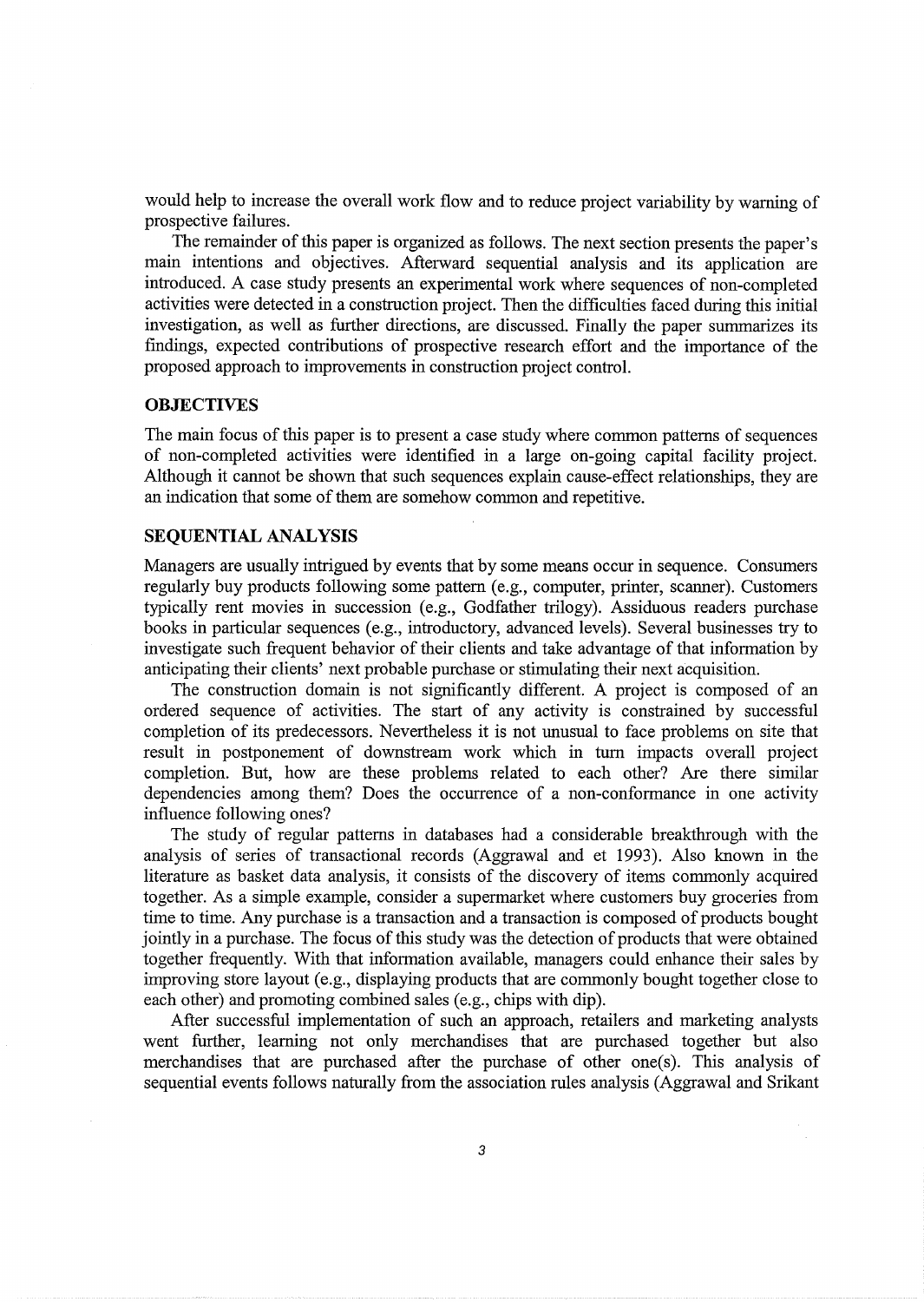would help to increase the overall work flow and to reduce project variability by warning of prospective failures.

The remainder of this paper is organized as follows. The next section presents the paper's main intentions and objectives. Afterward sequential analysis and its application are introduced. A case study presents an experimental work where sequences of non-completed activities were detected in a construction project. Then the difficulties faced during this initial investigation, as well as further directions, are discussed. Finally the paper summarizes its findings, expected contributions of prospective research effort and the importance of the proposed approach to improvements in construction project control.

## OBJECTIVES

The main focus of this paper is to present a case study where common patterns of sequences of non-completed activities were identified in a large on-going capital facility project. Although it cannot be shown that such sequences explain cause-effect relationships, they are an indication that some of them are somehow common and repetitive.

## SEQUENTIAL ANALYSIS

Managers are usually intrigued by events that by some means occur in sequence. Consumers regularly buy products following some pattern (e.g., computer, printer, scanner). Customers typically rent movies in succession (e.g., Godfather trilogy). Assiduous readers purchase books in particular sequences (e.g., introductory, advanced levels). Several businesses try to investigate such frequent behavior of their clients and take advantage of that information by anticipating their clients' next probable purchase or stimulating their next acquisition.

The construction domain is not significantly different. A project is composed of an ordered sequence of activities. The start of any activity is constrained by successful completion of its predecessors. Nevertheless it is not unusual to face problems on site that result in postponement of downstream work which in turn impacts overall project completion. But, how are these problems related to each other? Are there similar dependencies among them? Does the occurrence of a non-conformance in one activity influence following ones?

The study of regular patterns in databases had a considerable breakthrough with the analysis of series of transactional records (Aggrawal and et 1993). Also known in the literature as basket data analysis, it consists of the discovery of items commonly acquired together. As a simple example, consider a supermarket where customers buy groceries from time to time. Any purchase is a transaction and a transaction is composed of products bought jointly in a purchase. The focus of this study was the detection of products that were obtained together frequently. With that information available, managers could enhance their sales by improving store layout (e.g., displaying products that are commonly bought together close to each other) and promoting combined sales (e.g., chips with dip).

After successful implementation of such an approach, retailers and marketing analysts went further, learning not only merchandises that are purchased together but also merchandises that are purchased after the purchase of other one(s). This analysis of sequential events follows naturally from the association rules analysis (Aggrawal and Srikant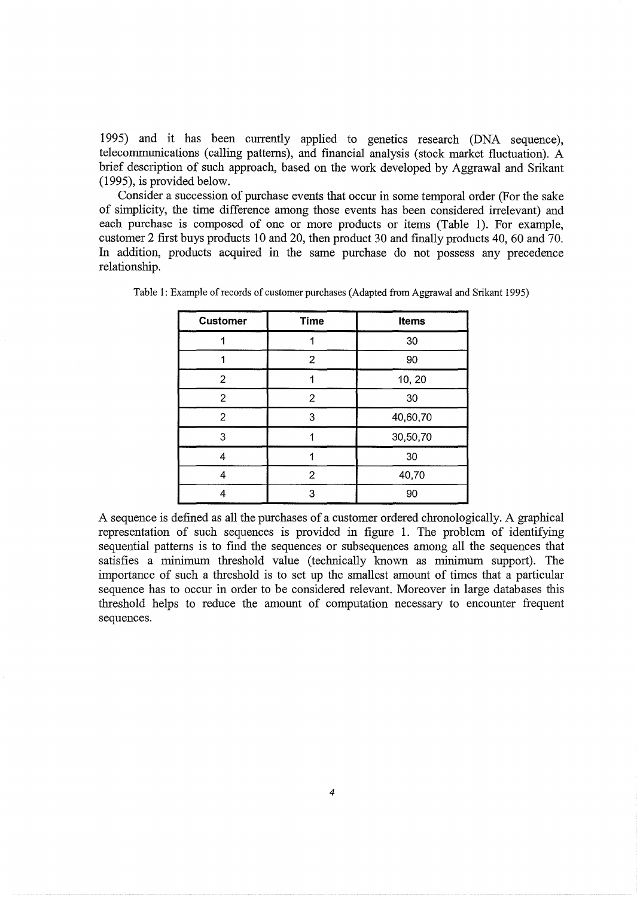1995) and it has been currently applied to genetics research (DNA sequence), telecommunications (calling patterns), and financial analysis (stock market fluctuation). A brief description of such approach, based on the work developed by Aggrawal and Srikant (1995), is provided below.

Consider a succession of purchase events that occur in some temporal order (For the sake of simplicity, the time difference among those events has been considered irrelevant) and each purchase is composed of one or more products or items (Table 1). For example, customer 2 first buys products 10 and 20, then product 30 and finally products 40, 60 and 70. In addition, products acquired in the same purchase do not possess any precedence relationship.

Table 1: Example of records of customer purchases (Adapted from Aggrawal and Srikant 1995)

| Customer | Time | Items |
|---|---|---|
| 1 | 1 | 30 |
| 1 | 2 | 90 |
| 2 | 1 | 10, 20 |
| 2 | 2 | 30 |
| 2 | 3 | 40,60,70 |
| 3 | 1 | 30,50,70 |
| 4 | 1 | 30 |
| 4 | 2 | 40,70 |
| 4 | 3 | 90 |

A sequence is defined as all the purchases of a customer ordered chronologically. A graphical representation of such sequences is provided in figure 1. The problem of identifying sequential patterns is to find the sequences or subsequences among all the sequences that satisfies a minimum threshold value (technically known as minimum support). The importance of such a threshold is to set up the smallest amount of times that a particular sequence has to occur in order to be considered relevant. Moreover in large databases this threshold helps to reduce the amount of computation necessary to encounter frequent sequences.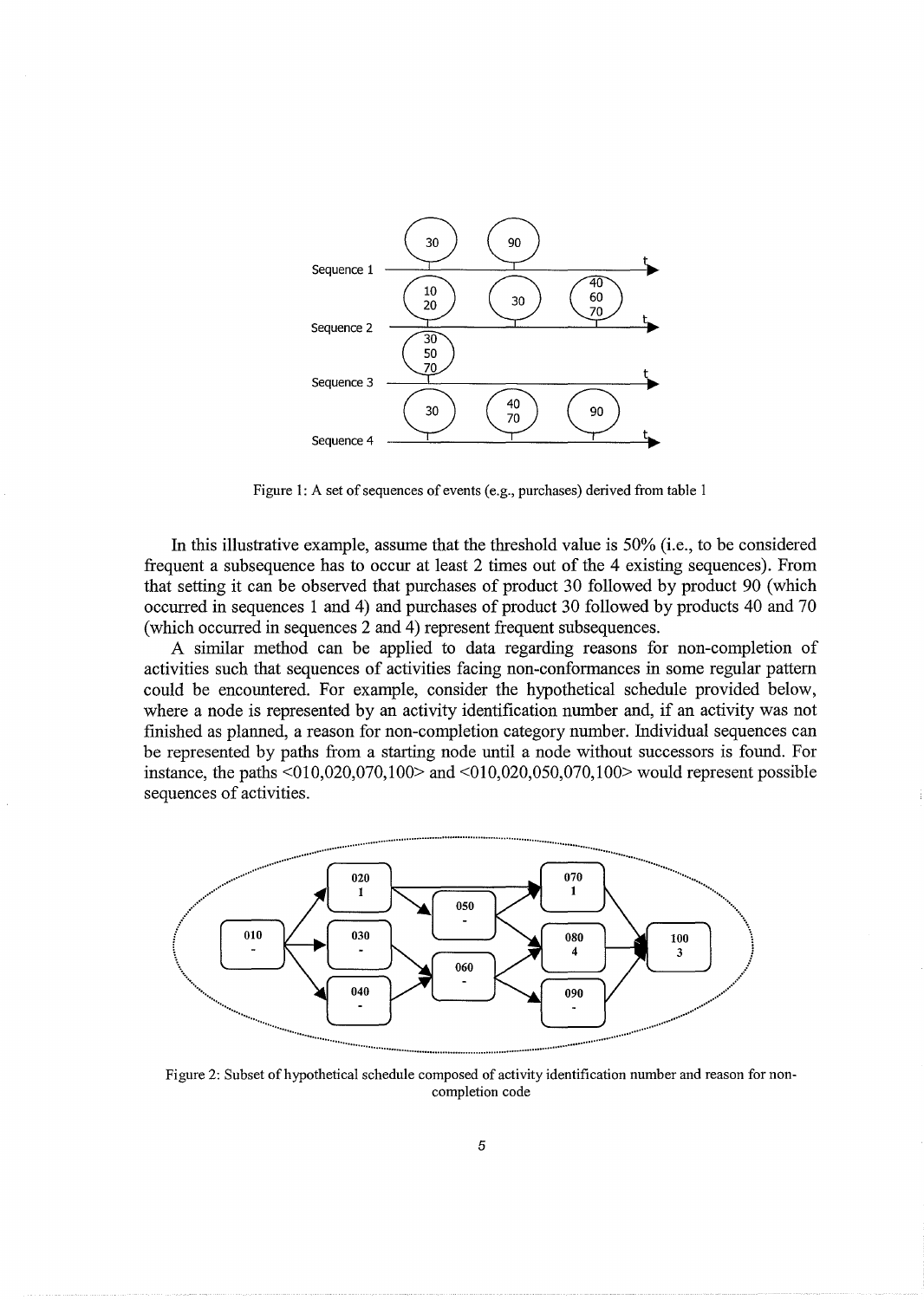Figure 1: A set of sequences of events (e.g., purchases) derived from table 1

In this illustrative example, assume that the threshold value is 50% (i.e., to be considered frequent a subsequence has to occur at least 2 times out of the 4 existing sequences). From that setting it can be observed that purchases of product 30 followed by product 90 (which occurred in sequences 1 and 4) and purchases of product 30 followed by products 40 and 70 (which occurred in sequences 2 and 4) represent frequent subsequences.

A similar method can be applied to data regarding reasons for non-completion of activities such that sequences of activities facing non-conformances in some regular pattern could be encountered. For example, consider the hypothetical schedule provided below, where a node is represented by an activity identification number and, if an activity was not finished as planned, a reason for non-completion category number. Individual sequences can be represented by paths from a starting node until a node without successors is found. For instance, the paths <010,020,070,100> and <010,020,050,070,100> would represent possible sequences of activities.

Figure 2: Subset of hypothetical schedule composed of activity identification number and reason for non-completion code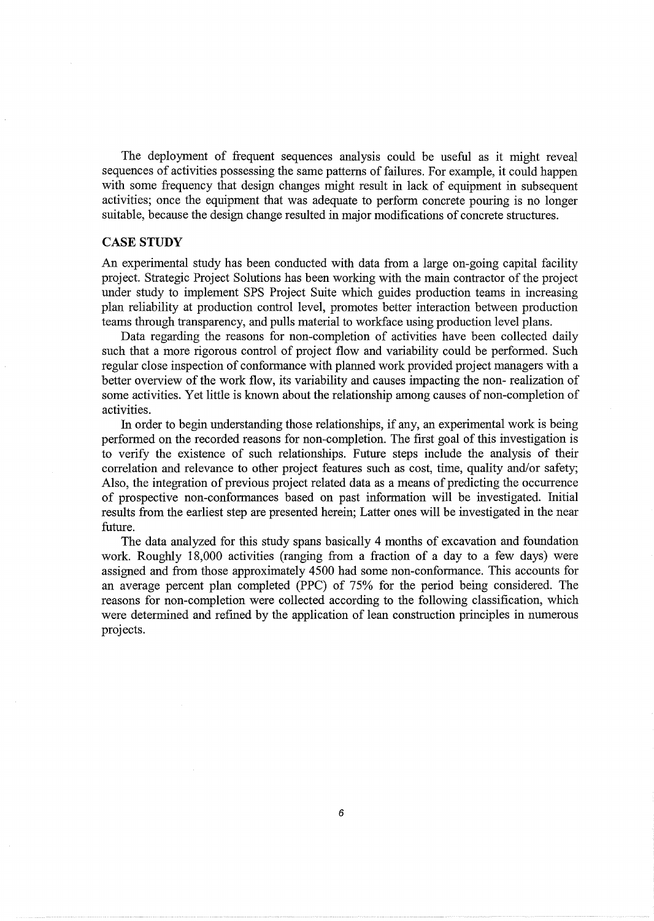The deployment of frequent sequences analysis could be useful as it might reveal sequences of activities possessing the same patterns of failures. For example, it could happen with some frequency that design changes might result in lack of equipment in subsequent activities; once the equipment that was adequate to perform concrete pouring is no longer suitable, because the design change resulted in major modifications of concrete structures.

## CASE STUDY

An experimental study has been conducted with data from a large on-going capital facility project. Strategic Project Solutions has been working with the main contractor of the project under study to implement SPS Project Suite which guides production teams in increasing plan reliability at production control level, promotes better interaction between production teams through transparency, and pulls material to workface using production level plans.

Data regarding the reasons for non-completion of activities have been collected daily such that a more rigorous control of project flow and variability could be performed. Such regular close inspection of conformance with planned work provided project managers with a better overview of the work flow, its variability and causes impacting the non- realization of some activities. Yet little is known about the relationship among causes of non-completion of activities.

In order to begin understanding those relationships, if any, an experimental work is being performed on the recorded reasons for non-completion. The first goal of this investigation is to verify the existence of such relationships. Future steps include the analysis of their correlation and relevance to other project features such as cost, time, quality and/or safety; Also, the integration of previous project related data as a means of predicting the occurrence of prospective non-conformances based on past information will be investigated. Initial results from the earliest step are presented herein; Latter ones will be investigated in the near future.

The data analyzed for this study spans basically 4 months of excavation and foundation work. Roughly 18,000 activities (ranging from a fraction of a day to a few days) were assigned and from those approximately 4500 had some non-conformance. This accounts for an average percent plan completed (PPC) of 75% for the period being considered. The reasons for non-completion were collected according to the following classification, which were determined and refined by the application of lean construction principles in numerous projects.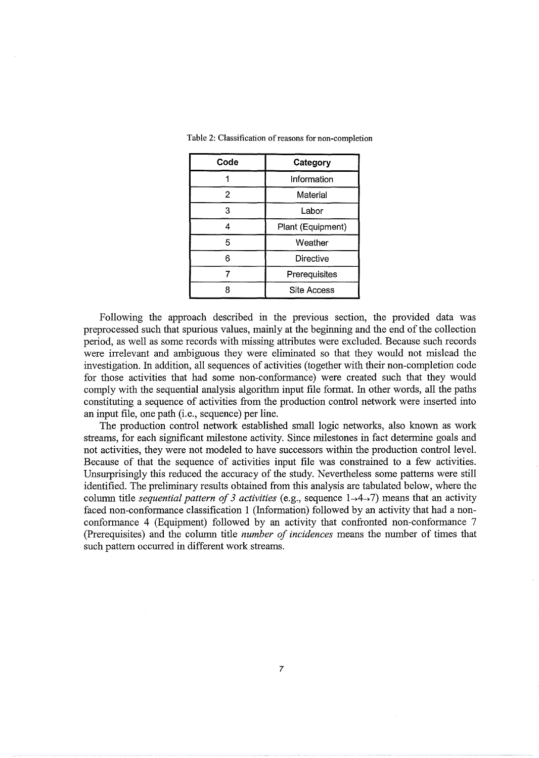Table 2: Classification of reasons for non-completion

| Code | Category |
|---|---|
| 1 | Information |
| 2 | Material |
| 3 | Labor |
| 4 | Plant (Equipment) |
| 5 | Weather |
| 6 | Directive |
| 7 | Prerequisites |
| 8 | Site Access |

Following the approach described in the previous section, the provided data was preprocessed such that spurious values, mainly at the beginning and the end of the collection period, as well as some records with missing attributes were excluded. Because such records were irrelevant and ambiguous they were eliminated so that they would not mislead the investigation. In addition, all sequences of activities (together with their non-completion code for those activities that had some non-conformance) were created such that they would comply with the sequential analysis algorithm input file format. In other words, all the paths constituting a sequence of activities from the production control network were inserted into an input file, one path (i.e., sequence) per line.

The production control network established small logic networks, also known as work streams, for each significant milestone activity. Since milestones in fact determine goals and not activities, they were not modeled to have successors within the production control level. Because of that the sequence of activities input file was constrained to a few activities. Unsurprisingly this reduced the accuracy of the study. Nevertheless some patterns were still identified. The preliminary results obtained from this analysis are tabulated below, where the column title *sequential pattern of 3 activities* (e.g., sequence $1 \rightarrow 4 \rightarrow 7$) means that an activity faced non-conformance classification 1 (Information) followed by an activity that had a non-conformance 4 (Equipment) followed by an activity that confronted non-conformance 7 (Prerequisites) and the column title *number of incidences* means the number of times that such pattern occurred in different work streams.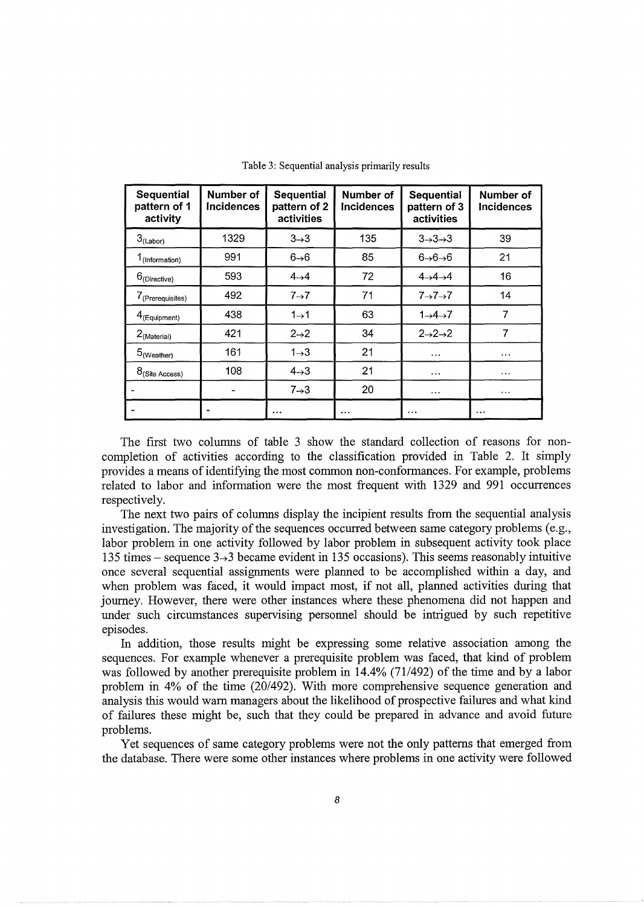Table 3: Sequential analysis primarily results

| Sequential pattern of 1 activity | Number of Incidences | Sequential pattern of 2 activities | Number of Incidences | Sequential pattern of 3 activities | Number of Incidences |
|---|---|---|---|---|---|
| $3_{(Labor)}$ | 1329 | 3→3 | 135 | 3→3→3 | 39 |
| $1_{(Information)}$ | 991 | 6→6 | 85 | 6→6→6 | 21 |
| $6_{(Directive)}$ | 593 | 4→4 | 72 | 4→4→4 | 16 |
| $7_{(Prerequisites)}$ | 492 | 7→7 | 71 | 7→7→7 | 14 |
| $4_{(Equipment)}$ | 438 | 1→1 | 63 | 1→4→7 | 7 |
| $2_{(Material)}$ | 421 | 2→2 | 34 | 2→2→2 | 7 |
| $5_{(Weather)}$ | 161 | 1→3 | 21 | ... | ... |
| $8_{(Site\ Access)}$ | 108 | 4→3 | 21 | ... | ... |
| - | - | 7→3 | 20 | ... | ... |
| - | - | ... | ... | ... | ... |

The first two columns of table 3 show the standard collection of reasons for non-completion of activities according to the classification provided in Table 2. It simply provides a means of identifying the most common non-conformances. For example, problems related to labor and information were the most frequent with 1329 and 991 occurrences respectively.

The next two pairs of columns display the incipient results from the sequential analysis investigation. The majority of the sequences occurred between same category problems (e.g., labor problem in one activity followed by labor problem in subsequent activity took place 135 times – sequence 3→3 became evident in 135 occasions). This seems reasonably intuitive once several sequential assignments were planned to be accomplished within a day, and when problem was faced, it would impact most, if not all, planned activities during that journey. However, there were other instances where these phenomena did not happen and under such circumstances supervising personnel should be intrigued by such repetitive episodes.

In addition, those results might be expressing some relative association among the sequences. For example whenever a prerequisite problem was faced, that kind of problem was followed by another prerequisite problem in 14.4% (71/492) of the time and by a labor problem in 4% of the time (20/492). With more comprehensive sequence generation and analysis this would warn managers about the likelihood of prospective failures and what kind of failures these might be, such that they could be prepared in advance and avoid future problems.

Yet sequences of same category problems were not the only patterns that emerged from the database. There were some other instances where problems in one activity were followed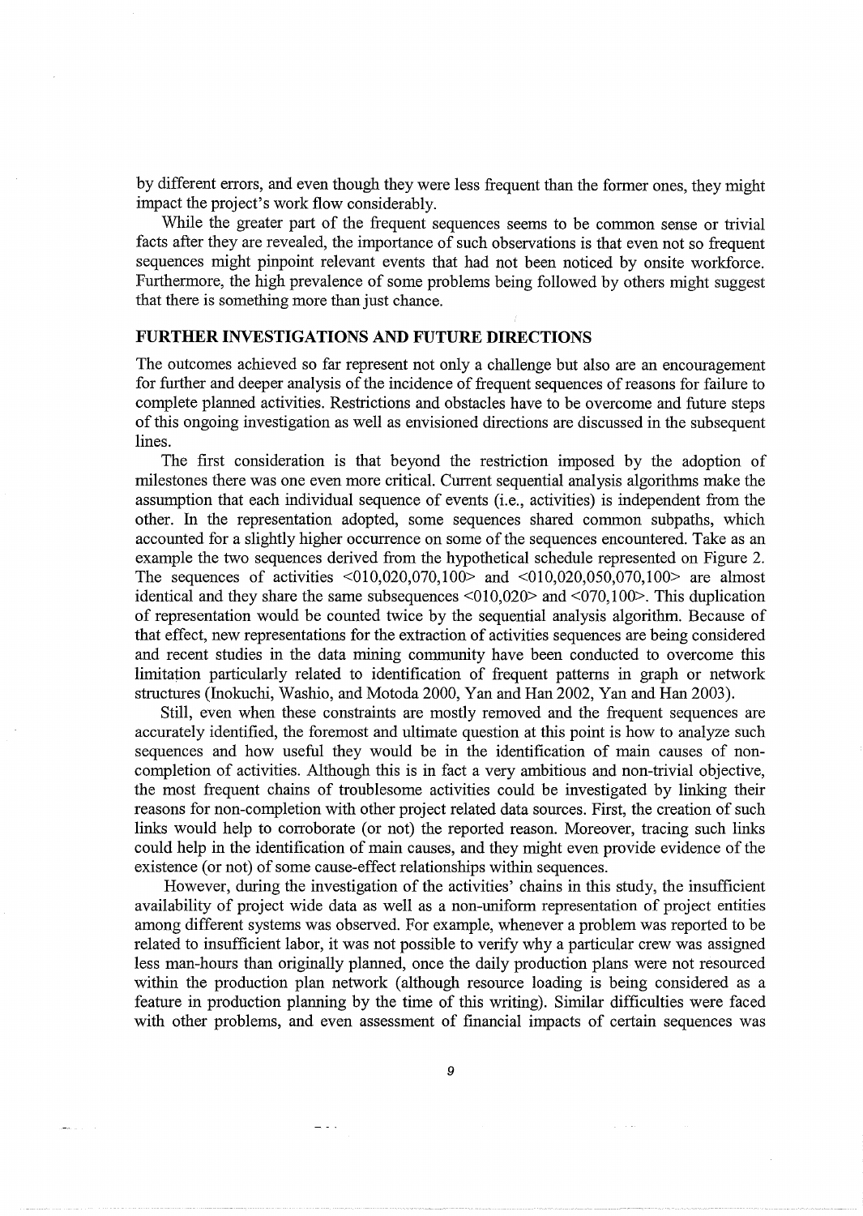by different errors, and even though they were less frequent than the former ones, they might impact the project's work flow considerably.

While the greater part of the frequent sequences seems to be common sense or trivial facts after they are revealed, the importance of such observations is that even not so frequent sequences might pinpoint relevant events that had not been noticed by onsite workforce. Furthermore, the high prevalence of some problems being followed by others might suggest that there is something more than just chance.

## FURTHER INVESTIGATIONS AND FUTURE DIRECTIONS

The outcomes achieved so far represent not only a challenge but also are an encouragement for further and deeper analysis of the incidence of frequent sequences of reasons for failure to complete planned activities. Restrictions and obstacles have to be overcome and future steps of this ongoing investigation as well as envisioned directions are discussed in the subsequent lines.

The first consideration is that beyond the restriction imposed by the adoption of milestones there was one even more critical. Current sequential analysis algorithms make the assumption that each individual sequence of events (i.e., activities) is independent from the other. In the representation adopted, some sequences shared common subpaths, which accounted for a slightly higher occurrence on some of the sequences encountered. Take as an example the two sequences derived from the hypothetical schedule represented on Figure 2. The sequences of activities <010,020,070,100> and <010,020,050,070,100> are almost identical and they share the same subsequences <010,020> and <070,100>. This duplication of representation would be counted twice by the sequential analysis algorithm. Because of that effect, new representations for the extraction of activities sequences are being considered and recent studies in the data mining community have been conducted to overcome this limitation particularly related to identification of frequent patterns in graph or network structures (Inokuchi, Washio, and Motoda 2000, Yan and Han 2002, Yan and Han 2003).

Still, even when these constraints are mostly removed and the frequent sequences are accurately identified, the foremost and ultimate question at this point is how to analyze such sequences and how useful they would be in the identification of main causes of non-completion of activities. Although this is in fact a very ambitious and non-trivial objective, the most frequent chains of troublesome activities could be investigated by linking their reasons for non-completion with other project related data sources. First, the creation of such links would help to corroborate (or not) the reported reason. Moreover, tracing such links could help in the identification of main causes, and they might even provide evidence of the existence (or not) of some cause-effect relationships within sequences.

However, during the investigation of the activities' chains in this study, the insufficient availability of project wide data as well as a non-uniform representation of project entities among different systems was observed. For example, whenever a problem was reported to be related to insufficient labor, it was not possible to verify why a particular crew was assigned less man-hours than originally planned, once the daily production plans were not resourced within the production plan network (although resource loading is being considered as a feature in production planning by the time of this writing). Similar difficulties were faced with other problems, and even assessment of financial impacts of certain sequences was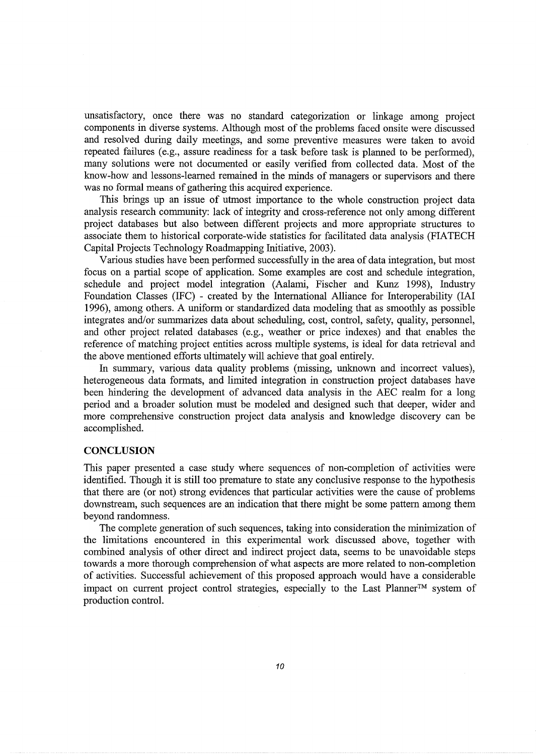unsatisfactory, once there was no standard categorization or linkage among project components in diverse systems. Although most of the problems faced onsite were discussed and resolved during daily meetings, and some preventive measures were taken to avoid repeated failures (e.g., assure readiness for a task before task is planned to be performed), many solutions were not documented or easily verified from collected data. Most of the know-how and lessons-learned remained in the minds of managers or supervisors and there was no formal means of gathering this acquired experience.

This brings up an issue of utmost importance to the whole construction project data analysis research community: lack of integrity and cross-reference not only among different project databases but also between different projects and more appropriate structures to associate them to historical corporate-wide statistics for facilitated data analysis (FIATECH Capital Projects Technology Roadmapping Initiative, 2003).

Various studies have been performed successfully in the area of data integration, but most focus on a partial scope of application. Some examples are cost and schedule integration, schedule and project model integration (Aalami, Fischer and Kunz 1998), Industry Foundation Classes (IFC) - created by the International Alliance for Interoperability (IAI 1996), among others. A uniform or standardized data modeling that as smoothly as possible integrates and/or summarizes data about scheduling, cost, control, safety, quality, personnel, and other project related databases (e.g., weather or price indexes) and that enables the reference of matching project entities across multiple systems, is ideal for data retrieval and the above mentioned efforts ultimately will achieve that goal entirely.

In summary, various data quality problems (missing, unknown and incorrect values), heterogeneous data formats, and limited integration in construction project databases have been hindering the development of advanced data analysis in the AEC realm for a long period and a broader solution must be modeled and designed such that deeper, wider and more comprehensive construction project data analysis and knowledge discovery can be accomplished.

## CONCLUSION

This paper presented a case study where sequences of non-completion of activities were identified. Though it is still too premature to state any conclusive response to the hypothesis that there are (or not) strong evidences that particular activities were the cause of problems downstream, such sequences are an indication that there might be some pattern among them beyond randomness.

The complete generation of such sequences, taking into consideration the minimization of the limitations encountered in this experimental work discussed above, together with combined analysis of other direct and indirect project data, seems to be unavoidable steps towards a more thorough comprehension of what aspects are more related to non-completion of activities. Successful achievement of this proposed approach would have a considerable impact on current project control strategies, especially to the Last Planner™ system of production control.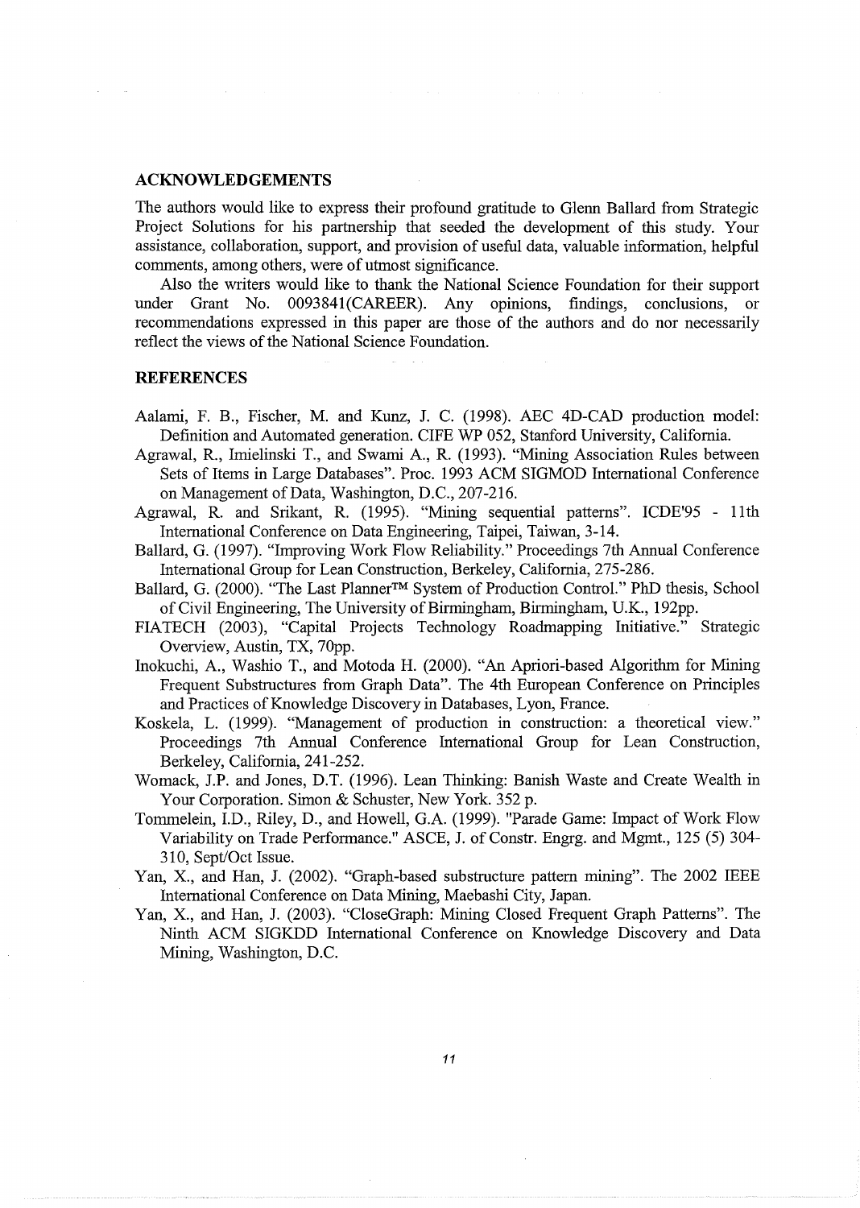## ACKNOWLEDGEMENTS

The authors would like to express their profound gratitude to Glenn Ballard from Strategic Project Solutions for his partnership that seeded the development of this study. Your assistance, collaboration, support, and provision of useful data, valuable information, helpful comments, among others, were of utmost significance.

Also the writers would like to thank the National Science Foundation for their support under Grant No. 0093841(CAREER). Any opinions, findings, conclusions, or recommendations expressed in this paper are those of the authors and do nor necessarily reflect the views of the National Science Foundation.

## REFERENCES

Aalami, F. B., Fischer, M. and Kunz, J. C. (1998). AEC 4D-CAD production model: Definition and Automated generation. CIFE WP 052, Stanford University, California.

Agrawal, R., Imielinski T., and Swami A., R. (1993). "Mining Association Rules between Sets of Items in Large Databases". Proc. 1993 ACM SIGMOD International Conference on Management of Data, Washington, D.C., 207-216.

Agrawal, R. and Srikant, R. (1995). "Mining sequential patterns". ICDE'95 - 11th International Conference on Data Engineering, Taipei, Taiwan, 3-14.

Ballard, G. (1997). "Improving Work Flow Reliability." Proceedings 7th Annual Conference International Group for Lean Construction, Berkeley, California, 275-286.

Ballard, G. (2000). "The Last Planner™ System of Production Control." PhD thesis, School of Civil Engineering, The University of Birmingham, Birmingham, U.K., 192pp.

FIATECH (2003), "Capital Projects Technology Roadmapping Initiative." Strategic Overview, Austin, TX, 70pp.

Inokuchi, A., Washio T., and Motoda H. (2000). "An Apriori-based Algorithm for Mining Frequent Substructures from Graph Data". The 4th European Conference on Principles and Practices of Knowledge Discovery in Databases, Lyon, France.

Koskela, L. (1999). "Management of production in construction: a theoretical view." Proceedings 7th Annual Conference International Group for Lean Construction, Berkeley, California, 241-252.

Womack, J.P. and Jones, D.T. (1996). Lean Thinking: Banish Waste and Create Wealth in Your Corporation. Simon & Schuster, New York. 352 p.

Tommelein, I.D., Riley, D., and Howell, G.A. (1999). "Parade Game: Impact of Work Flow Variability on Trade Performance." ASCE, J. of Constr. Engrg. and Mgmt., 125 (5) 304-310, Sept/Oct Issue.

Yan, X., and Han, J. (2002). "Graph-based substructure pattern mining". The 2002 IEEE International Conference on Data Mining, Maebashi City, Japan.

Yan, X., and Han, J. (2003). "CloseGraph: Mining Closed Frequent Graph Patterns". The Ninth ACM SIGKDD International Conference on Knowledge Discovery and Data Mining, Washington, D.C.